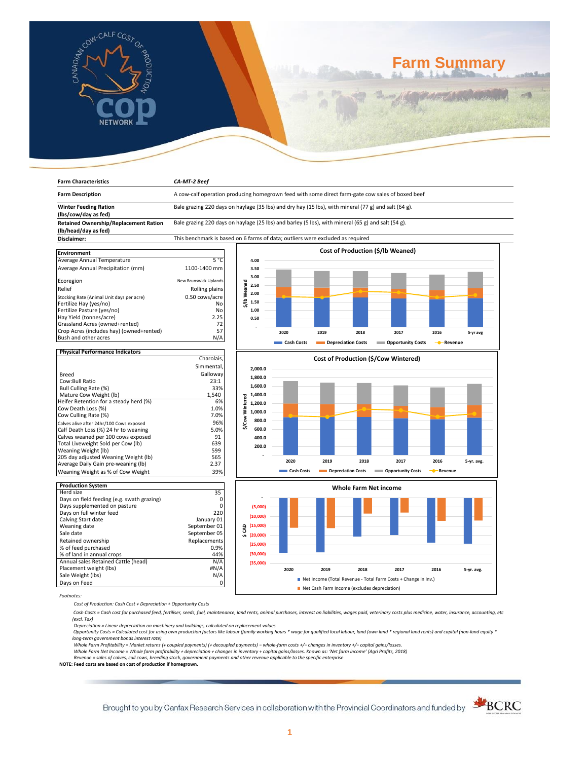# Farm Summary

| Farm Characteristics | *CA-MT-2 Beef* |
|---|---|
| Farm Description | A cow-calf operation producing homegrown feed with some direct farm-gate cow sales of boxed beef |
| Winter Feeding Ration (lbs/cow/day as fed) | Bale grazing 220 days on haylage (35 lbs) and dry hay (15 lbs), with mineral (77 g) and salt (64 g). |
| Retained Ownership/Replacement Ration (lb/head/day as fed) | Bale grazing 220 days on haylage (25 lbs) and barley (5 lbs), with mineral (65 g) and salt (54 g). |
| Disclaimer: | This benchmark is based on 6 farms of data; outliers were excluded as required |

| Environment | |
|---|---|
| Average Annual Temperature | 5 °C |
| Average Annual Precipitation (mm) | 1100-1400 mm |
| Ecoregion | New Brunswick Uplands |
| Relief | Rolling plains |
| Stocking Rate (Animal Unit days per acre) | 0.50 cows/acre |
| Fertilize Hay (yes/no) | No |
| Fertilize Pasture (yes/no) | No |
| Hay Yield (tonnes/acre) | 2.25 |
| Grassland Acres (owned+rented) | 72 |
| Crop Acres (includes hay) (owned+rented) | 57 |
| Bush and other acres | N/A |

| Physical Performance Indicators | |
|---|---|
| Breed | Charolais, Simmental, Galloway |
| Cow:Bull Ratio | 23:1 |
| Bull Culling Rate (%) | 33% |
| Mature Cow Weight (lb) | 1,540 |
| Heifer Retention for a steady herd (%) | 6% |
| Cow Death Loss (%) | 1.0% |
| Cow Culling Rate (%) | 7.0% |
| Calves alive after 24hr/100 Cows exposed | 96% |
| Calf Death Loss (%) 24 hr to weaning | 5.0% |
| Calves weaned per 100 cows exposed | 91 |
| Total Liveweight Sold per Cow (lb) | 639 |
| Weaning Weight (lb) | 599 |
| 205 day adjusted Weaning Weight (lb) | 565 |
| Average Daily Gain pre-weaning (lb) | 2.37 |
| Weaning Weight as % of Cow Weight | 39% |

| Production System | |
|---|---|
| Herd size | 35 |
| Days on field feeding (e.g. swath grazing) | 0 |
| Days supplemented on pasture | 0 |
| Days on full winter feed | 220 |
| Calving Start date | January 01 |
| Weaning date | September 01 |
| Sale date | September 05 |
| Retained ownership | Replacements |
| % of feed purchased | 0.9% |
| % of land in annual crops | 44% |
| Annual sales Retained Cattle (head) | N/A |
| Placement weight (lbs) | #N/A |
| Sale Weight (lbs) | N/A |
| Days on Feed | 0 |

**Cost of Production ($/lb Weaned)**

Years: 2020, 2019, 2018, 2017, 2016, 5-yr avg. Legend: Cash Costs, Depreciation Costs, Opportunity Costs, Revenue

**Cost of Production ($/Cow Wintered)**

Years: 2020, 2019, 2018, 2017, 2016, 5-yr. avg. Legend: Cash Costs, Depreciation Costs, Opportunity Costs, Revenue

**Whole Farm Net income**

Years: 2020, 2019, 2018, 2017, 2016, 5-yr. avg. Legend: Net Income (Total Revenue - Total Farm Costs + Change in Inv.); Net Cash Farm Income (excludes depreciation)

*Footnotes:*

*Cost of Production: Cash Cost + Depreciation + Opportunity Costs*

*Cash Costs = Cash cost for purchased feed, fertiliser, seeds, fuel, maintenance, land rents, animal purchases, interest on liabilities, wages paid, veterinary costs plus medicine, water, insurance, accounting, etc (excl. Tax)*

*Depreciation = Linear depreciation on machinery and buildings, calculated on replacement values*

*Opportunity Costs = Calculated cost for using own production factors like labour (family working hours * wage for qualified local labour, land (own land * regional land rents) and capital (non-land equity * long-term government bonds interest rate)*

*Whole Farm Profitability = Market returns (+ coupled payments) (+ decoupled payments) – whole-farm costs +/– changes in inventory +/– capital gains/losses.*

*Whole Farm Net Income = Whole farm profitability + depreciation + changes in inventory + capital gains/losses. Known as: 'Net farm income' (Agri Profits, 2018)*

*Revenue = sales of calves, cull cows, breeding stock, government payments and other revenue applicable to the specific enterprise*

**NOTE: Feed costs are based on cost of production if homegrown.**

Brought to you by Canfax Research Services in collaboration with the Provincial Coordinators and funded by BCRC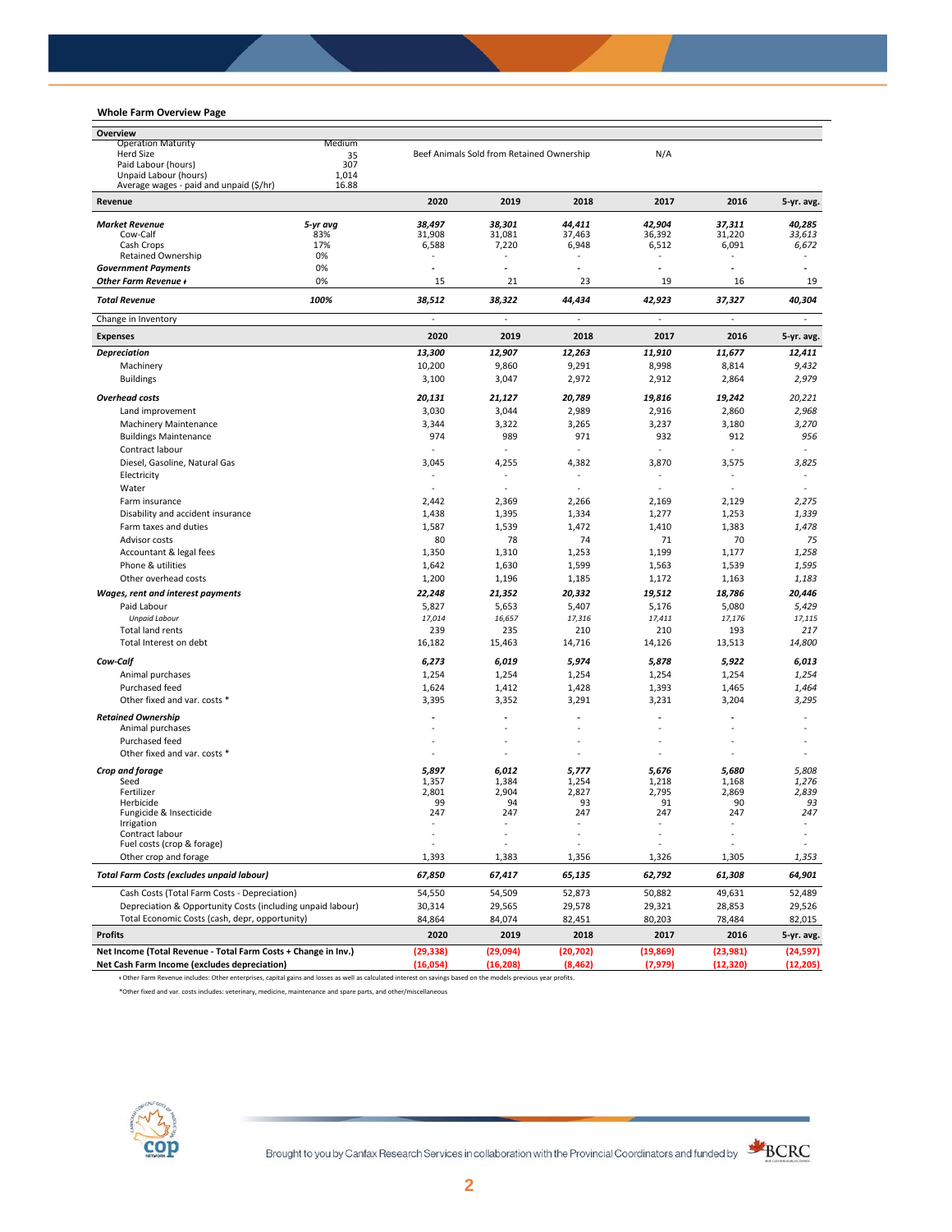### Whole Farm Overview Page

| Overview | | | | | | | |
|---|---|---|---|---|---|---|---|
| Operation Maturity | Medium | | | | | | |
| Herd Size | 35 | Beef Animals Sold from Retained Ownership | | | N/A | | |
| Paid Labour (hours) | 307 | | | | | | |
| Unpaid Labour (hours) | 1,014 | | | | | | |
| Average wages - paid and unpaid ($/hr) | 16.88 | | | | | | |

| Revenue | | 2020 | 2019 | 2018 | 2017 | 2016 | 5-yr. avg. |
|---|---|---|---|---|---|---|---|
| ***Market Revenue*** | ***5-yr avg*** | ***38,497*** | ***38,301*** | ***44,411*** | ***42,904*** | ***37,311*** | ***40,285*** |
| Cow-Calf | 83% | 31,908 | 31,081 | 37,463 | 36,392 | 31,220 | *33,613* |
| Cash Crops | 17% | 6,588 | 7,220 | 6,948 | 6,512 | 6,091 | *6,672* |
| Retained Ownership | 0% | - | - | - | - | - | - |
| ***Government Payments*** | 0% | - | - | - | - | - | - |
| ***Other Farm Revenue ǂ*** | 0% | 15 | 21 | 23 | 19 | 16 | 19 |
| ***Total Revenue*** | ***100%*** | ***38,512*** | ***38,322*** | ***44,434*** | ***42,923*** | ***37,327*** | ***40,304*** |
| Change in Inventory | | - | - | - | - | - | - |

| Expenses | 2020 | 2019 | 2018 | 2017 | 2016 | 5-yr. avg. |
|---|---|---|---|---|---|---|
| ***Depreciation*** | ***13,300*** | ***12,907*** | ***12,263*** | ***11,910*** | ***11,677*** | ***12,411*** |
| Machinery | 10,200 | 9,860 | 9,291 | 8,998 | 8,814 | *9,432* |
| Buildings | 3,100 | 3,047 | 2,972 | 2,912 | 2,864 | *2,979* |
| ***Overhead costs*** | ***20,131*** | ***21,127*** | ***20,789*** | ***19,816*** | ***19,242*** | ***20,221*** |
| Land improvement | 3,030 | 3,044 | 2,989 | 2,916 | 2,860 | *2,968* |
| Machinery Maintenance | 3,344 | 3,322 | 3,265 | 3,237 | 3,180 | *3,270* |
| Buildings Maintenance | 974 | 989 | 971 | 932 | 912 | *956* |
| Contract labour | - | - | - | - | - | - |
| Diesel, Gasoline, Natural Gas | 3,045 | 4,255 | 4,382 | 3,870 | 3,575 | *3,825* |
| Electricity | - | - | - | - | - | - |
| Water | - | - | - | - | - | - |
| Farm insurance | 2,442 | 2,369 | 2,266 | 2,169 | 2,129 | *2,275* |
| Disability and accident insurance | 1,438 | 1,395 | 1,334 | 1,277 | 1,253 | *1,339* |
| Farm taxes and duties | 1,587 | 1,539 | 1,472 | 1,410 | 1,383 | *1,478* |
| Advisor costs | 80 | 78 | 74 | 71 | 70 | *75* |
| Accountant & legal fees | 1,350 | 1,310 | 1,253 | 1,199 | 1,177 | *1,258* |
| Phone & utilities | 1,642 | 1,630 | 1,599 | 1,563 | 1,539 | *1,595* |
| Other overhead costs | 1,200 | 1,196 | 1,185 | 1,172 | 1,163 | *1,183* |
| ***Wages, rent and interest payments*** | ***22,248*** | ***21,352*** | ***20,332*** | ***19,512*** | ***18,786*** | ***20,446*** |
| Paid Labour | 5,827 | 5,653 | 5,407 | 5,176 | 5,080 | *5,429* |
| *Unpaid Labour* | *17,014* | *16,657* | *17,316* | *17,411* | *17,176* | *17,115* |
| Total land rents | 239 | 235 | 210 | 210 | 193 | *217* |
| Total Interest on debt | 16,182 | 15,463 | 14,716 | 14,126 | 13,513 | *14,800* |
| ***Cow-Calf*** | ***6,273*** | ***6,019*** | ***5,974*** | ***5,878*** | ***5,922*** | ***6,013*** |
| Animal purchases | 1,254 | 1,254 | 1,254 | 1,254 | 1,254 | *1,254* |
| Purchased feed | 1,624 | 1,412 | 1,428 | 1,393 | 1,465 | *1,464* |
| Other fixed and var. costs * | 3,395 | 3,352 | 3,291 | 3,231 | 3,204 | *3,295* |
| ***Retained Ownership*** | - | - | - | - | - | - |
| Animal purchases | - | - | - | - | - | - |
| Purchased feed | - | - | - | - | - | - |
| Other fixed and var. costs * | - | - | - | - | - | - |
| ***Crop and forage*** | ***5,897*** | ***6,012*** | ***5,777*** | ***5,676*** | ***5,680*** | ***5,808*** |
| Seed | 1,357 | 1,384 | 1,254 | 1,218 | 1,168 | *1,276* |
| Fertilizer | 2,801 | 2,904 | 2,827 | 2,795 | 2,869 | *2,839* |
| Herbicide | 99 | 94 | 93 | 91 | 90 | *93* |
| Fungicide & Insecticide | 247 | 247 | 247 | 247 | 247 | *247* |
| Irrigation | - | - | - | - | - | - |
| Contract labour | - | - | - | - | - | - |
| Fuel costs (crop & forage) | - | - | - | - | - | - |
| Other crop and forage | 1,393 | 1,383 | 1,356 | 1,326 | 1,305 | *1,353* |
| ***Total Farm Costs (excludes unpaid labour)*** | ***67,850*** | ***67,417*** | ***65,135*** | ***62,792*** | ***61,308*** | ***64,901*** |
| Cash Costs (Total Farm Costs - Depreciation) | 54,550 | 54,509 | 52,873 | 50,882 | 49,631 | 52,489 |
| Depreciation & Opportunity Costs (including unpaid labour) | 30,314 | 29,565 | 29,578 | 29,321 | 28,853 | 29,526 |
| Total Economic Costs (cash, depr, opportunity) | 84,864 | 84,074 | 82,451 | 80,203 | 78,484 | 82,015 |

| Profits | 2020 | 2019 | 2018 | 2017 | 2016 | 5-yr. avg. |
|---|---|---|---|---|---|---|
| **Net Income (Total Revenue - Total Farm Costs + Change in Inv.)** | **(29,338)** | **(29,094)** | **(20,702)** | **(19,869)** | **(23,981)** | **(24,597)** |
| **Net Cash Farm Income (excludes depreciation)** | **(16,054)** | **(16,208)** | **(8,462)** | **(7,979)** | **(12,320)** | **(12,205)** |

ǂ Other Farm Revenue includes: Other enterprises, capital gains and losses as well as calculated interest on savings based on the models previous year profits.

*Other fixed and var. costs includes: veterinary, medicine, maintenance and spare parts, and other/miscellaneous

Brought to you by Canfax Research Services in collaboration with the Provincial Coordinators and funded by BCRC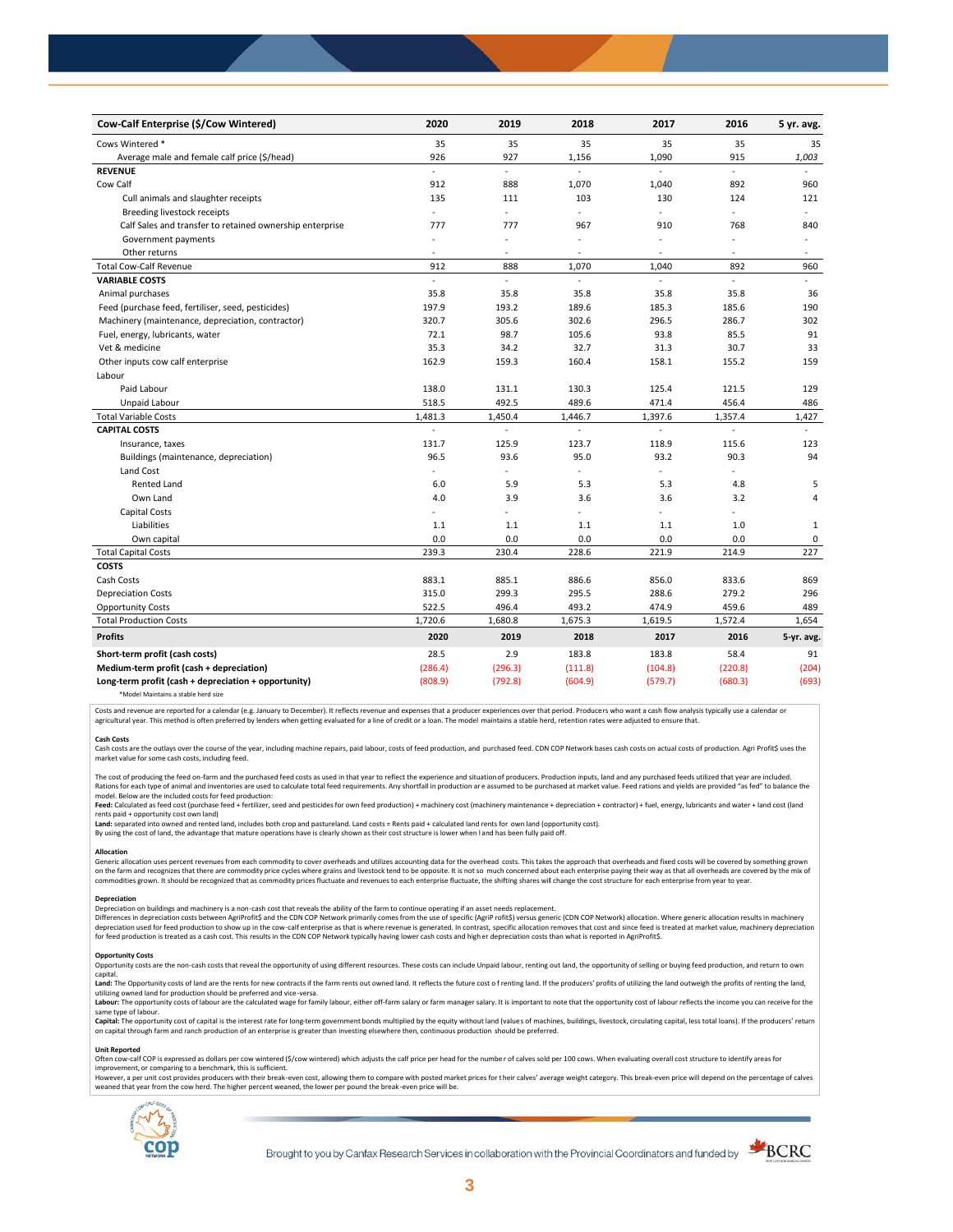| Cow-Calf Enterprise ($/Cow Wintered) | 2020 | 2019 | 2018 | 2017 | 2016 | 5 yr. avg. |
|---|---|---|---|---|---|---|
| Cows Wintered * | 35 | 35 | 35 | 35 | 35 | 35 |
| Average male and female calf price ($/head) | 926 | 927 | 1,156 | 1,090 | 915 | *1,003* |
| **REVENUE** | - | - | - | - | - | - |
| Cow Calf | 912 | 888 | 1,070 | 1,040 | 892 | 960 |
| Cull animals and slaughter receipts | 135 | 111 | 103 | 130 | 124 | 121 |
| Breeding livestock receipts | - | - | - | - | - | - |
| Calf Sales and transfer to retained ownership enterprise | 777 | 777 | 967 | 910 | 768 | 840 |
| Government payments | - | - | - | - | - | - |
| Other returns | - | - | - | - | - | - |
| Total Cow-Calf Revenue | 912 | 888 | 1,070 | 1,040 | 892 | 960 |
| **VARIABLE COSTS** | - | - | - | - | - | - |
| Animal purchases | 35.8 | 35.8 | 35.8 | 35.8 | 35.8 | 36 |
| Feed (purchase feed, fertiliser, seed, pesticides) | 197.9 | 193.2 | 189.6 | 185.3 | 185.6 | 190 |
| Machinery (maintenance, depreciation, contractor) | 320.7 | 305.6 | 302.6 | 296.5 | 286.7 | 302 |
| Fuel, energy, lubricants, water | 72.1 | 98.7 | 105.6 | 93.8 | 85.5 | 91 |
| Vet & medicine | 35.3 | 34.2 | 32.7 | 31.3 | 30.7 | 33 |
| Other inputs cow calf enterprise | 162.9 | 159.3 | 160.4 | 158.1 | 155.2 | 159 |
| Labour | | | | | | |
| Paid Labour | 138.0 | 131.1 | 130.3 | 125.4 | 121.5 | 129 |
| Unpaid Labour | 518.5 | 492.5 | 489.6 | 471.4 | 456.4 | 486 |
| Total Variable Costs | 1,481.3 | 1,450.4 | 1,446.7 | 1,397.6 | 1,357.4 | 1,427 |
| **CAPITAL COSTS** | - | - | - | - | - | - |
| Insurance, taxes | 131.7 | 125.9 | 123.7 | 118.9 | 115.6 | 123 |
| Buildings (maintenance, depreciation) | 96.5 | 93.6 | 95.0 | 93.2 | 90.3 | 94 |
| Land Cost | - | - | - | - | - | |
| Rented Land | 6.0 | 5.9 | 5.3 | 5.3 | 4.8 | 5 |
| Own Land | 4.0 | 3.9 | 3.6 | 3.6 | 3.2 | 4 |
| Capital Costs | - | - | - | - | - | |
| Liabilities | 1.1 | 1.1 | 1.1 | 1.1 | 1.0 | 1 |
| Own capital | 0.0 | 0.0 | 0.0 | 0.0 | 0.0 | 0 |
| Total Capital Costs | 239.3 | 230.4 | 228.6 | 221.9 | 214.9 | 227 |
| **COSTS** | | | | | | |
| Cash Costs | 883.1 | 885.1 | 886.6 | 856.0 | 833.6 | 869 |
| Depreciation Costs | 315.0 | 299.3 | 295.5 | 288.6 | 279.2 | 296 |
| Opportunity Costs | 522.5 | 496.4 | 493.2 | 474.9 | 459.6 | 489 |
| Total Production Costs | 1,720.6 | 1,680.8 | 1,675.3 | 1,619.5 | 1,572.4 | 1,654 |
| **Profits** | **2020** | **2019** | **2018** | **2017** | **2016** | **5-yr. avg.** |
| **Short-term profit (cash costs)** | 28.5 | 2.9 | 183.8 | 183.8 | 58.4 | 91 |
| **Medium-term profit (cash + depreciation)** | (286.4) | (296.3) | (111.8) | (104.8) | (220.8) | (204) |
| **Long-term profit (cash + depreciation + opportunity)** | (808.9) | (792.8) | (604.9) | (579.7) | (680.3) | (693) |

*Model Maintains a stable herd size

Costs and revenue are reported for a calendar (e.g. January to December). It reflects revenue and expenses that a producer experiences over that period. Producers who want a cash flow analysis typically use a calendar or agricultural year. This method is often preferred by lenders when getting evaluated for a line of credit or a loan. The model maintains a stable herd, retention rates were adjusted to ensure that.

**Cash Costs**
Cash costs are the outlays over the course of the year, including machine repairs, paid labour, costs of feed production, and purchased feed. CDN COP Network bases cash costs on actual costs of production. Agri Profit$ uses the market value for some cash costs, including feed.

The cost of producing the feed on-farm and the purchased feed costs as used in that year to reflect the experience and situation of producers. Production inputs, land and any purchased feeds utilized that year are included. Rations for each type of animal and inventories are used to calculate total feed requirements. Any shortfall in production are assumed to be purchased at market value. Feed rations and yields are provided "as fed" to balance the model. Below are the included costs for feed production:
**Feed:** Calculated as feed cost (purchase feed + fertilizer, seed and pesticides for own feed production) + machinery cost (machinery maintenance + depreciation + contractor) + fuel, energy, lubricants and water + land cost (land rents paid + opportunity cost own land)
**Land:** separated into owned and rented land, includes both crop and pastureland. Land costs = Rents paid + calculated land rents for own land (opportunity cost).
By using the cost of land, the advantage that mature operations have is clearly shown as their cost structure is lower when land has been fully paid off.

**Allocation**
Generic allocation uses percent revenues from each commodity to cover overheads and utilizes accounting data for the overhead costs. This takes the approach that overheads and fixed costs will be covered by something grown on the farm and recognizes that there are commodity price cycles where grains and livestock tend to be opposite. It is not so much concerned about each enterprise paying their way as that all overheads are covered by the mix of commodities grown. It should be recognized that as commodity prices fluctuate and revenues to each enterprise fluctuate, the shifting shares will change the cost structure for each enterprise from year to year.

**Depreciation**
Depreciation on buildings and machinery is a non-cash cost that reveals the ability of the farm to continue operating if an asset needs replacement.
Differences in depreciation costs between AgriProfit$ and the CDN COP Network primarily comes from the use of specific (AgriP rofit$) versus generic (CDN COP Network) allocation. Where generic allocation results in machinery depreciation used for feed production to show up in the cow-calf enterprise as that is where revenue is generated. In contrast, specific allocation removes that cost and since feed is treated at market value, machinery depreciation for feed production is treated as a cash cost. This results in the CDN COP Network typically having lower cash costs and higher depreciation costs than what is reported in AgriProfit$.

**Opportunity Costs**
Opportunity costs are the non-cash costs that reveal the opportunity of using different resources. These costs can include Unpaid labour, renting out land, the opportunity of selling or buying feed production, and return to own capital.
**Land:** The Opportunity costs of land are the rents for new contracts if the farm rents out owned land. It reflects the future cost of renting land. If the producers' profits of utilizing the land outweigh the profits of renting the land, utilizing owned land for production should be preferred and vice-versa.
**Labour:** The opportunity costs of labour are the calculated wage for family labour, either off-farm salary or farm manager salary. It is important to note that the opportunity cost of labour reflects the income you can receive for the same type of labour.
**Capital:** The opportunity cost of capital is the interest rate for long-term government bonds multiplied by the equity without land (values of machines, buildings, livestock, circulating capital, less total loans). If the producers' return on capital through farm and ranch production of an enterprise is greater than investing elsewhere then, continuous production should be preferred.

**Unit Reported**
Often cow-calf COP is expressed as dollars per cow wintered ($/cow wintered) which adjusts the calf price per head for the number of calves sold per 100 cows. When evaluating overall cost structure to identify areas for improvement, or comparing to a benchmark, this is sufficient.
However, a per unit cost provides producers with their break-even cost, allowing them to compare with posted market prices for their calves' average weight category. This break-even price will depend on the percentage of calves weaned that year from the cow herd. The higher percent weaned, the lower per pound the break-even price will be.

Brought to you by Canfax Research Services in collaboration with the Provincial Coordinators and funded by BCRC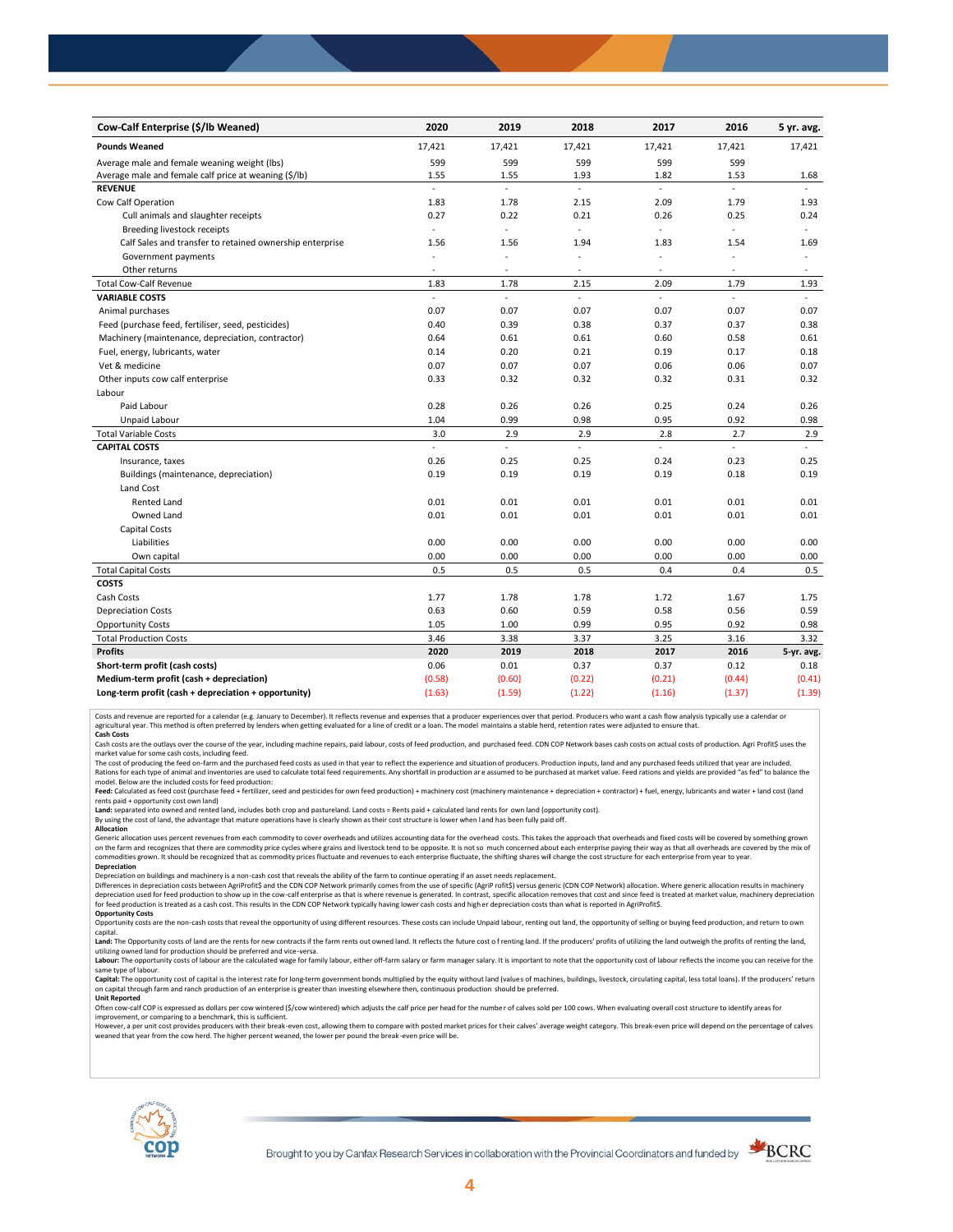| Cow-Calf Enterprise ($/lb Weaned) | 2020 | 2019 | 2018 | 2017 | 2016 | 5 yr. avg. |
|---|---|---|---|---|---|---|
| **Pounds Weaned** | 17,421 | 17,421 | 17,421 | 17,421 | 17,421 | 17,421 |
| Average male and female weaning weight (lbs) | 599 | 599 | 599 | 599 | 599 | |
| Average male and female calf price at weaning ($/lb) | 1.55 | 1.55 | 1.93 | 1.82 | 1.53 | 1.68 |
| **REVENUE** | - | - | - | - | - | - |
| Cow Calf Operation | 1.83 | 1.78 | 2.15 | 2.09 | 1.79 | 1.93 |
| Cull animals and slaughter receipts | 0.27 | 0.22 | 0.21 | 0.26 | 0.25 | 0.24 |
| Breeding livestock receipts | - | - | - | - | - | - |
| Calf Sales and transfer to retained ownership enterprise | 1.56 | 1.56 | 1.94 | 1.83 | 1.54 | 1.69 |
| Government payments | - | - | - | - | - | - |
| Other returns | - | - | - | - | - | - |
| Total Cow-Calf Revenue | 1.83 | 1.78 | 2.15 | 2.09 | 1.79 | 1.93 |
| **VARIABLE COSTS** | - | - | - | - | - | - |
| Animal purchases | 0.07 | 0.07 | 0.07 | 0.07 | 0.07 | 0.07 |
| Feed (purchase feed, fertiliser, seed, pesticides) | 0.40 | 0.39 | 0.38 | 0.37 | 0.37 | 0.38 |
| Machinery (maintenance, depreciation, contractor) | 0.64 | 0.61 | 0.61 | 0.60 | 0.58 | 0.61 |
| Fuel, energy, lubricants, water | 0.14 | 0.20 | 0.21 | 0.19 | 0.17 | 0.18 |
| Vet & medicine | 0.07 | 0.07 | 0.07 | 0.06 | 0.06 | 0.07 |
| Other inputs cow calf enterprise | 0.33 | 0.32 | 0.32 | 0.32 | 0.31 | 0.32 |
| Labour | | | | | | |
| Paid Labour | 0.28 | 0.26 | 0.26 | 0.25 | 0.24 | 0.26 |
| Unpaid Labour | 1.04 | 0.99 | 0.98 | 0.95 | 0.92 | 0.98 |
| Total Variable Costs | 3.0 | 2.9 | 2.9 | 2.8 | 2.7 | 2.9 |
| **CAPITAL COSTS** | - | - | - | - | - | - |
| Insurance, taxes | 0.26 | 0.25 | 0.25 | 0.24 | 0.23 | 0.25 |
| Buildings (maintenance, depreciation) | 0.19 | 0.19 | 0.19 | 0.19 | 0.18 | 0.19 |
| Land Cost | | | | | | |
| Rented Land | 0.01 | 0.01 | 0.01 | 0.01 | 0.01 | 0.01 |
| Owned Land | 0.01 | 0.01 | 0.01 | 0.01 | 0.01 | 0.01 |
| Capital Costs | | | | | | |
| Liabilities | 0.00 | 0.00 | 0.00 | 0.00 | 0.00 | 0.00 |
| Own capital | 0.00 | 0.00 | 0.00 | 0.00 | 0.00 | 0.00 |
| Total Capital Costs | 0.5 | 0.5 | 0.5 | 0.4 | 0.4 | 0.5 |
| **COSTS** | | | | | | |
| Cash Costs | 1.77 | 1.78 | 1.78 | 1.72 | 1.67 | 1.75 |
| Depreciation Costs | 0.63 | 0.60 | 0.59 | 0.58 | 0.56 | 0.59 |
| Opportunity Costs | 1.05 | 1.00 | 0.99 | 0.95 | 0.92 | 0.98 |
| Total Production Costs | 3.46 | 3.38 | 3.37 | 3.25 | 3.16 | 3.32 |
| **Profits** | **2020** | **2019** | **2018** | **2017** | **2016** | **5-yr. avg.** |
| **Short-term profit (cash costs)** | 0.06 | 0.01 | 0.37 | 0.37 | 0.12 | 0.18 |
| **Medium-term profit (cash + depreciation)** | (0.58) | (0.60) | (0.22) | (0.21) | (0.44) | (0.41) |
| **Long-term profit (cash + depreciation + opportunity)** | (1.63) | (1.59) | (1.22) | (1.16) | (1.37) | (1.39) |

Costs and revenue are reported for a calendar (e.g. January to December). It reflects revenue and expenses that a producer experiences over that period. Producers who want a cash flow analysis typically use a calendar or agricultural year. This method is often preferred by lenders when getting evaluated for a line of credit or a loan. The model maintains a stable herd, retention rates were adjusted to ensure that.

**Cash Costs**

Cash costs are the outlays over the course of the year, including machine repairs, paid labour, costs of feed production, and purchased feed. CDN COP Network bases cash costs on actual costs of production. Agri Profit$ uses the market value for some cash costs, including feed.

The cost of producing the feed on-farm and the purchased feed costs as used in that year to reflect the experience and situation of producers. Production inputs, land and any purchased feeds utilized that year are included. Rations for each type of animal and inventories are used to calculate total feed requirements. Any shortfall in production are assumed to be purchased at market value. Feed rations and yields are provided "as fed" to balance the model. Below are the included costs for feed production:

**Feed:** Calculated as feed cost (purchase feed + fertilizer, seed and pesticides for own feed production) + machinery cost (machinery maintenance + depreciation + contractor) + fuel, energy, lubricants and water + land cost (land rents paid + opportunity cost own land)

**Land:** separated into owned and rented land, includes both crop and pastureland. Land costs = Rents paid + calculated land rents for own land (opportunity cost).

By using the cost of land, the advantage that mature operations have is clearly shown as their cost structure is lower when land has been fully paid off.

**Allocation**

Generic allocation uses percent revenues from each commodity to cover overheads and utilizes accounting data for the overhead costs. This takes the approach that overheads and fixed costs will be covered by something grown on the farm and recognizes that there are commodity price cycles where grains and livestock tend to be opposite. It is not so much concerned about each enterprise paying their way as that all overheads are covered by the mix of commodities grown. It should be recognized that as commodity prices fluctuate and revenues to each enterprise fluctuate, the shifting shares will change the cost structure for each enterprise from year to year.

**Depreciation**

Depreciation on buildings and machinery is a non-cash cost that reveals the ability of the farm to continue operating if an asset needs replacement.

Differences in depreciation costs between AgriProfit$ and the CDN COP Network primarily comes from the use of specific (AgriP rofit$) versus generic (CDN COP Network) allocation. Where generic allocation results in machinery depreciation used for feed production to show up in the cow-calf enterprise as that is where revenue is generated. In contrast, specific allocation removes that cost and since feed is treated at market value, machinery depreciation for feed production is treated as a cash cost. This results in the CDN COP Network typically having lower cash costs and higher depreciation costs than what is reported in AgriProfit$.

**Opportunity Costs**

Opportunity costs are the non-cash costs that reveal the opportunity of using different resources. These costs can include Unpaid labour, renting out land, the opportunity of selling or buying feed production, and return to own capital.

**Land:** The Opportunity costs of land are the rents for new contracts if the farm rents out owned land. It reflects the future cost of renting land. If the producers' profits of utilizing the land outweigh the profits of renting the land, utilizing owned land for production should be preferred and vice-versa.

**Labour:** The opportunity costs of labour are the calculated wage for family labour, either off-farm salary or farm manager salary. It is important to note that the opportunity cost of labour reflects the income you can receive for the same type of labour.

**Capital:** The opportunity cost of capital is the interest rate for long-term government bonds multiplied by the equity without land (values of machines, buildings, livestock, circulating capital, less total loans). If the producers' return on capital through farm and ranch production of an enterprise is greater than investing elsewhere then, continuous production should be preferred.

**Unit Reported**

Often cow-calf COP is expressed as dollars per cow wintered ($/cow wintered) which adjusts the calf price per head for the number of calves sold per 100 cows. When evaluating overall cost structure to identify areas for improvement, or comparing to a benchmark, this is sufficient.

However, a per unit cost provides producers with their break-even cost, allowing them to compare with posted market prices for their calves' average weight category. This break-even price will depend on the percentage of calves weaned that year from the cow herd. The higher percent weaned, the lower per pound the break-even price will be.

Brought to you by Canfax Research Services in collaboration with the Provincial Coordinators and funded by BCRC